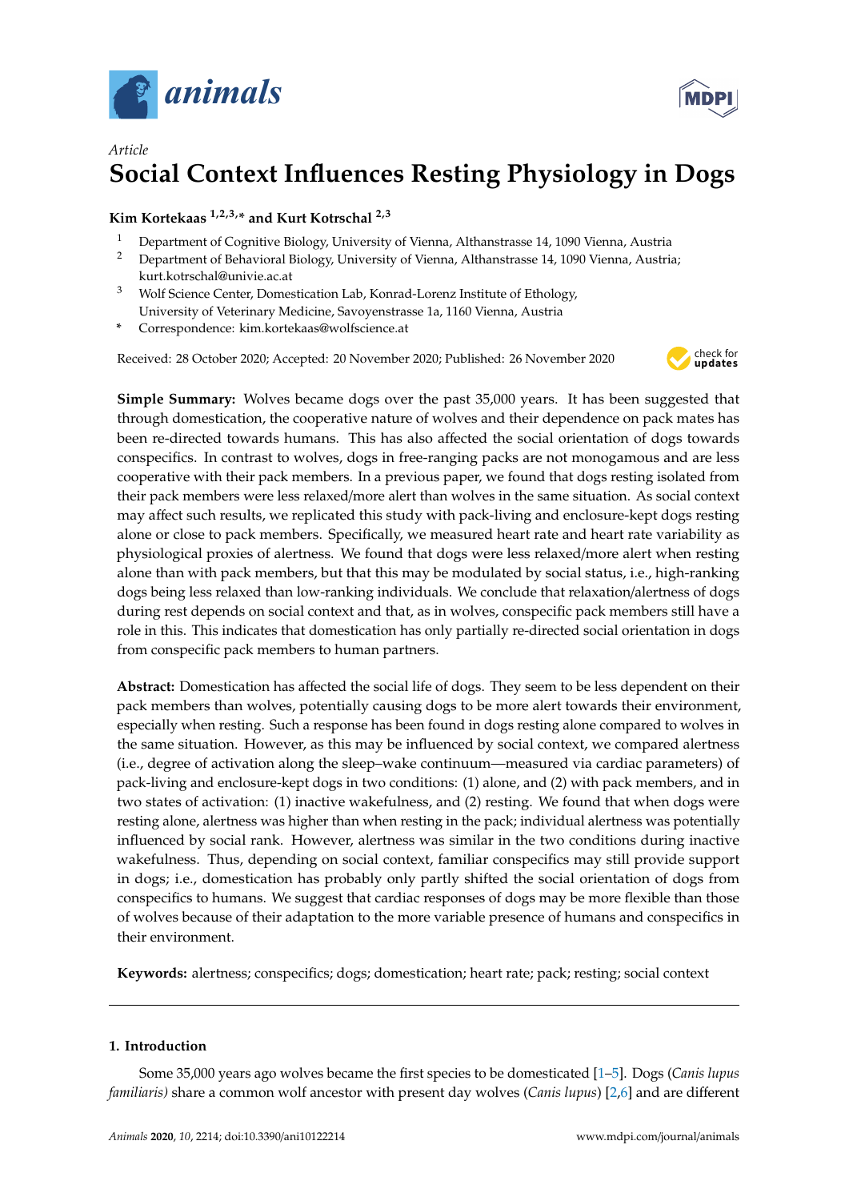*Article*

# Social Context Influences Resting Physiology in Dogs

**Kim Kortekaas [1,2,3,*] and Kurt Kotrschal [2,3]**

1. Department of Cognitive Biology, University of Vienna, Althanstrasse 14, 1090 Vienna, Austria
2. Department of Behavioral Biology, University of Vienna, Althanstrasse 14, 1090 Vienna, Austria; kurt.kotrschal@univie.ac.at
3. Wolf Science Center, Domestication Lab, Konrad-Lorenz Institute of Ethology, University of Veterinary Medicine, Savoyenstrasse 1a, 1160 Vienna, Austria

\* Correspondence: kim.kortekaas@wolfscience.at

Received: 28 October 2020; Accepted: 20 November 2020; Published: 26 November 2020

**Simple Summary:** Wolves became dogs over the past 35,000 years. It has been suggested that through domestication, the cooperative nature of wolves and their dependence on pack mates has been re-directed towards humans. This has also affected the social orientation of dogs towards conspecifics. In contrast to wolves, dogs in free-ranging packs are not monogamous and are less cooperative with their pack members. In a previous paper, we found that dogs resting isolated from their pack members were less relaxed/more alert than wolves in the same situation. As social context may affect such results, we replicated this study with pack-living and enclosure-kept dogs resting alone or close to pack members. Specifically, we measured heart rate and heart rate variability as physiological proxies of alertness. We found that dogs were less relaxed/more alert when resting alone than with pack members, but that this may be modulated by social status, i.e., high-ranking dogs being less relaxed than low-ranking individuals. We conclude that relaxation/alertness of dogs during rest depends on social context and that, as in wolves, conspecific pack members still have a role in this. This indicates that domestication has only partially re-directed social orientation in dogs from conspecific pack members to human partners.

**Abstract:** Domestication has affected the social life of dogs. They seem to be less dependent on their pack members than wolves, potentially causing dogs to be more alert towards their environment, especially when resting. Such a response has been found in dogs resting alone compared to wolves in the same situation. However, as this may be influenced by social context, we compared alertness (i.e., degree of activation along the sleep–wake continuum—measured via cardiac parameters) of pack-living and enclosure-kept dogs in two conditions: (1) alone, and (2) with pack members, and in two states of activation: (1) inactive wakefulness, and (2) resting. We found that when dogs were resting alone, alertness was higher than when resting in the pack; individual alertness was potentially influenced by social rank. However, alertness was similar in the two conditions during inactive wakefulness. Thus, depending on social context, familiar conspecifics may still provide support in dogs; i.e., domestication has probably only partly shifted the social orientation of dogs from conspecifics to humans. We suggest that cardiac responses of dogs may be more flexible than those of wolves because of their adaptation to the more variable presence of humans and conspecifics in their environment.

**Keywords:** alertness; conspecifics; dogs; domestication; heart rate; pack; resting; social context

## 1. Introduction

Some 35,000 years ago wolves became the first species to be domesticated [1–5]. Dogs (*Canis lupus familiaris)* share a common wolf ancestor with present day wolves (*Canis lupus*) [2,6] and are different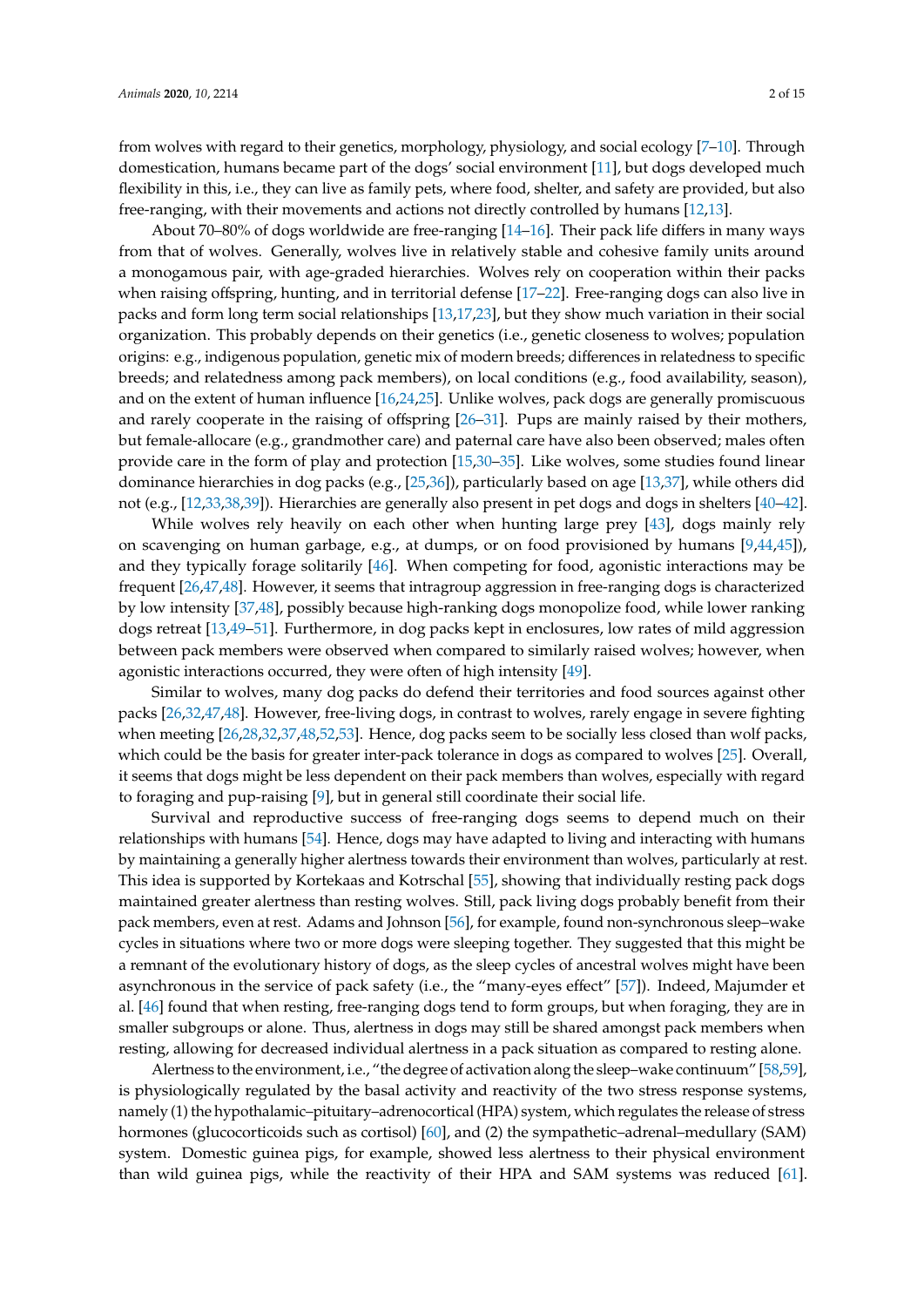from wolves with regard to their genetics, morphology, physiology, and social ecology [7–10]. Through domestication, humans became part of the dogs' social environment [11], but dogs developed much flexibility in this, i.e., they can live as family pets, where food, shelter, and safety are provided, but also free-ranging, with their movements and actions not directly controlled by humans [12,13].

About 70–80% of dogs worldwide are free-ranging [14–16]. Their pack life differs in many ways from that of wolves. Generally, wolves live in relatively stable and cohesive family units around a monogamous pair, with age-graded hierarchies. Wolves rely on cooperation within their packs when raising offspring, hunting, and in territorial defense [17–22]. Free-ranging dogs can also live in packs and form long term social relationships [13,17,23], but they show much variation in their social organization. This probably depends on their genetics (i.e., genetic closeness to wolves; population origins: e.g., indigenous population, genetic mix of modern breeds; differences in relatedness to specific breeds; and relatedness among pack members), on local conditions (e.g., food availability, season), and on the extent of human influence [16,24,25]. Unlike wolves, pack dogs are generally promiscuous and rarely cooperate in the raising of offspring [26–31]. Pups are mainly raised by their mothers, but female-allocare (e.g., grandmother care) and paternal care have also been observed; males often provide care in the form of play and protection [15,30–35]. Like wolves, some studies found linear dominance hierarchies in dog packs (e.g., [25,36]), particularly based on age [13,37], while others did not (e.g., [12,33,38,39]). Hierarchies are generally also present in pet dogs and dogs in shelters [40–42].

While wolves rely heavily on each other when hunting large prey [43], dogs mainly rely on scavenging on human garbage, e.g., at dumps, or on food provisioned by humans [9,44,45]), and they typically forage solitarily [46]. When competing for food, agonistic interactions may be frequent [26,47,48]. However, it seems that intragroup aggression in free-ranging dogs is characterized by low intensity [37,48], possibly because high-ranking dogs monopolize food, while lower ranking dogs retreat [13,49–51]. Furthermore, in dog packs kept in enclosures, low rates of mild aggression between pack members were observed when compared to similarly raised wolves; however, when agonistic interactions occurred, they were often of high intensity [49].

Similar to wolves, many dog packs do defend their territories and food sources against other packs [26,32,47,48]. However, free-living dogs, in contrast to wolves, rarely engage in severe fighting when meeting [26,28,32,37,48,52,53]. Hence, dog packs seem to be socially less closed than wolf packs, which could be the basis for greater inter-pack tolerance in dogs as compared to wolves [25]. Overall, it seems that dogs might be less dependent on their pack members than wolves, especially with regard to foraging and pup-raising [9], but in general still coordinate their social life.

Survival and reproductive success of free-ranging dogs seems to depend much on their relationships with humans [54]. Hence, dogs may have adapted to living and interacting with humans by maintaining a generally higher alertness towards their environment than wolves, particularly at rest. This idea is supported by Kortekaas and Kotrschal [55], showing that individually resting pack dogs maintained greater alertness than resting wolves. Still, pack living dogs probably benefit from their pack members, even at rest. Adams and Johnson [56], for example, found non-synchronous sleep–wake cycles in situations where two or more dogs were sleeping together. They suggested that this might be a remnant of the evolutionary history of dogs, as the sleep cycles of ancestral wolves might have been asynchronous in the service of pack safety (i.e., the "many-eyes effect" [57]). Indeed, Majumder et al. [46] found that when resting, free-ranging dogs tend to form groups, but when foraging, they are in smaller subgroups or alone. Thus, alertness in dogs may still be shared amongst pack members when resting, allowing for decreased individual alertness in a pack situation as compared to resting alone.

Alertness to the environment, i.e., "the degree of activation along the sleep–wake continuum" [58,59], is physiologically regulated by the basal activity and reactivity of the two stress response systems, namely (1) the hypothalamic–pituitary–adrenocortical (HPA) system, which regulates the release of stress hormones (glucocorticoids such as cortisol) [60], and (2) the sympathetic–adrenal–medullary (SAM) system. Domestic guinea pigs, for example, showed less alertness to their physical environment than wild guinea pigs, while the reactivity of their HPA and SAM systems was reduced [61].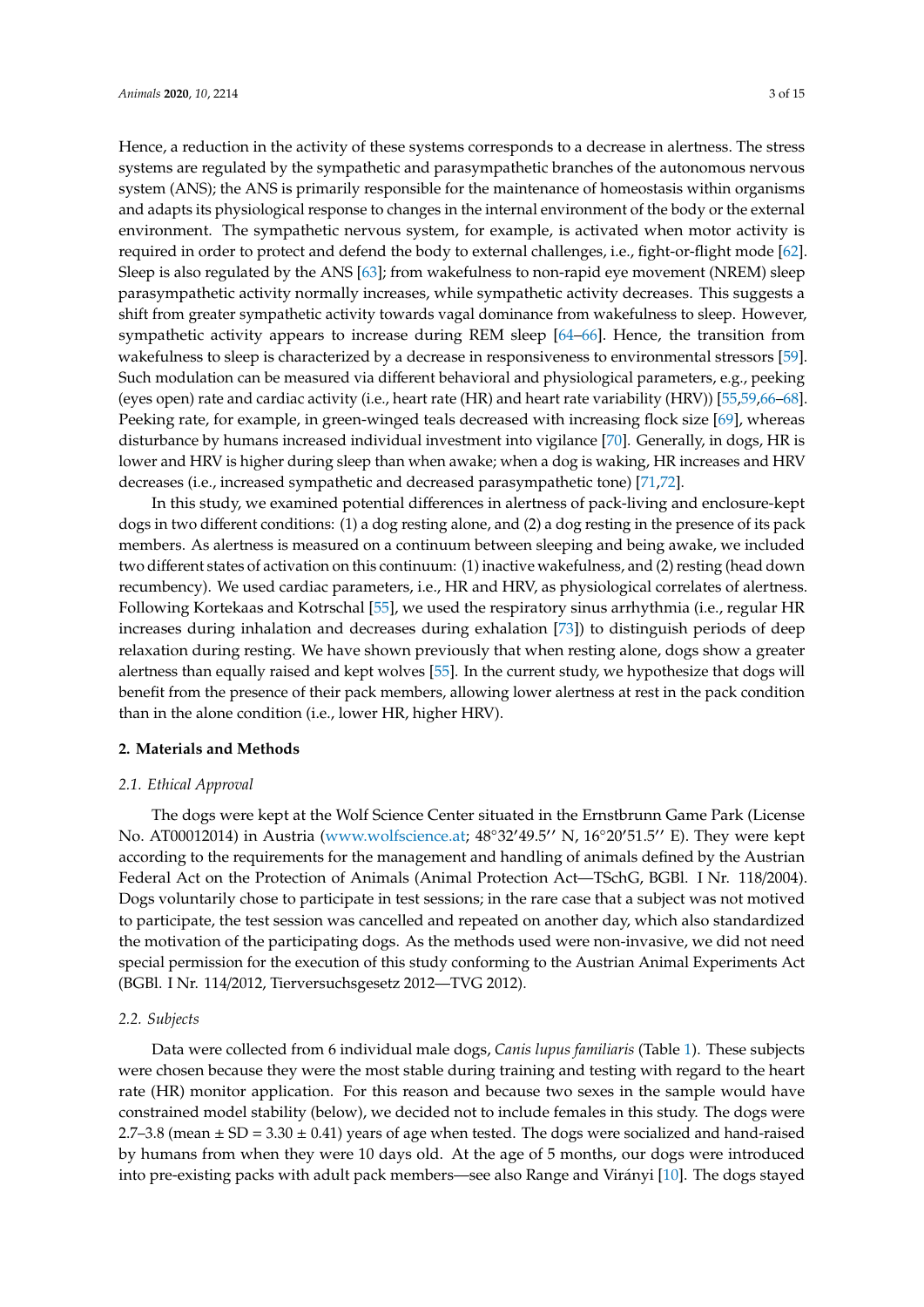Hence, a reduction in the activity of these systems corresponds to a decrease in alertness. The stress systems are regulated by the sympathetic and parasympathetic branches of the autonomous nervous system (ANS); the ANS is primarily responsible for the maintenance of homeostasis within organisms and adapts its physiological response to changes in the internal environment of the body or the external environment. The sympathetic nervous system, for example, is activated when motor activity is required in order to protect and defend the body to external challenges, i.e., fight-or-flight mode [62]. Sleep is also regulated by the ANS [63]; from wakefulness to non-rapid eye movement (NREM) sleep parasympathetic activity normally increases, while sympathetic activity decreases. This suggests a shift from greater sympathetic activity towards vagal dominance from wakefulness to sleep. However, sympathetic activity appears to increase during REM sleep [64–66]. Hence, the transition from wakefulness to sleep is characterized by a decrease in responsiveness to environmental stressors [59]. Such modulation can be measured via different behavioral and physiological parameters, e.g., peeking (eyes open) rate and cardiac activity (i.e., heart rate (HR) and heart rate variability (HRV)) [55,59,66–68]. Peeking rate, for example, in green-winged teals decreased with increasing flock size [69], whereas disturbance by humans increased individual investment into vigilance [70]. Generally, in dogs, HR is lower and HRV is higher during sleep than when awake; when a dog is waking, HR increases and HRV decreases (i.e., increased sympathetic and decreased parasympathetic tone) [71,72].

In this study, we examined potential differences in alertness of pack-living and enclosure-kept dogs in two different conditions: (1) a dog resting alone, and (2) a dog resting in the presence of its pack members. As alertness is measured on a continuum between sleeping and being awake, we included two different states of activation on this continuum: (1) inactive wakefulness, and (2) resting (head down recumbency). We used cardiac parameters, i.e., HR and HRV, as physiological correlates of alertness. Following Kortekaas and Kotrschal [55], we used the respiratory sinus arrhythmia (i.e., regular HR increases during inhalation and decreases during exhalation [73]) to distinguish periods of deep relaxation during resting. We have shown previously that when resting alone, dogs show a greater alertness than equally raised and kept wolves [55]. In the current study, we hypothesize that dogs will benefit from the presence of their pack members, allowing lower alertness at rest in the pack condition than in the alone condition (i.e., lower HR, higher HRV).

## 2. Materials and Methods

### 2.1. Ethical Approval

The dogs were kept at the Wolf Science Center situated in the Ernstbrunn Game Park (License No. AT00012014) in Austria (www.wolfscience.at; 48°32′49.5′′ N, 16°20′51.5′′ E). They were kept according to the requirements for the management and handling of animals defined by the Austrian Federal Act on the Protection of Animals (Animal Protection Act—TSchG, BGBl. I Nr. 118/2004). Dogs voluntarily chose to participate in test sessions; in the rare case that a subject was not motived to participate, the test session was cancelled and repeated on another day, which also standardized the motivation of the participating dogs. As the methods used were non-invasive, we did not need special permission for the execution of this study conforming to the Austrian Animal Experiments Act (BGBl. I Nr. 114/2012, Tierversuchsgesetz 2012—TVG 2012).

### 2.2. Subjects

Data were collected from 6 individual male dogs, *Canis lupus familiaris* (Table 1). These subjects were chosen because they were the most stable during training and testing with regard to the heart rate (HR) monitor application. For this reason and because two sexes in the sample would have constrained model stability (below), we decided not to include females in this study. The dogs were 2.7–3.8 (mean ± SD = 3.30 ± 0.41) years of age when tested. The dogs were socialized and hand-raised by humans from when they were 10 days old. At the age of 5 months, our dogs were introduced into pre-existing packs with adult pack members—see also Range and Virányi [10]. The dogs stayed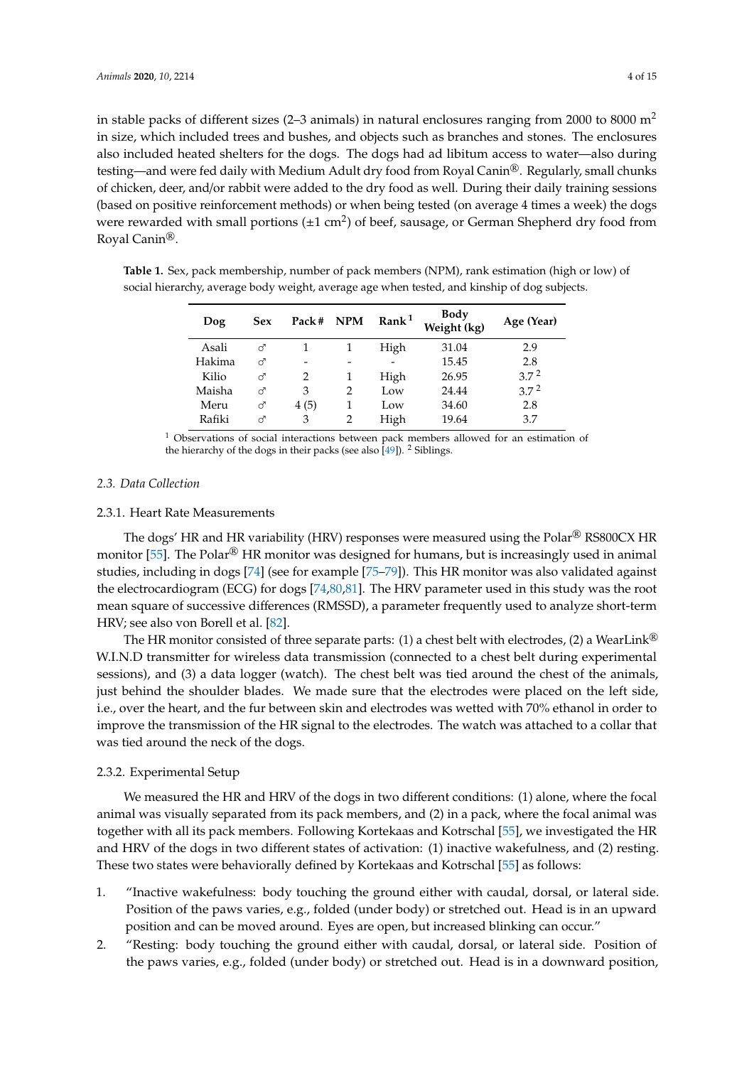in stable packs of different sizes (2–3 animals) in natural enclosures ranging from 2000 to 8000 $m^2$ in size, which included trees and bushes, and objects such as branches and stones. The enclosures also included heated shelters for the dogs. The dogs had ad libitum access to water—also during testing—and were fed daily with Medium Adult dry food from Royal Canin®. Regularly, small chunks of chicken, deer, and/or rabbit were added to the dry food as well. During their daily training sessions (based on positive reinforcement methods) or when being tested (on average 4 times a week) the dogs were rewarded with small portions (±1 $cm^2$) of beef, sausage, or German Shepherd dry food from Royal Canin®.

**Table 1.** Sex, pack membership, number of pack members (NPM), rank estimation (high or low) of social hierarchy, average body weight, average age when tested, and kinship of dog subjects.

| Dog | Sex | Pack # | NPM | Rank [1] | Body Weight (kg) | Age (Year) |
|---|---|---|---|---|---|---|
| Asali | ♂ | 1 | 1 | High | 31.04 | 2.9 |
| Hakima | ♂ | - | - | - | 15.45 | 2.8 |
| Kilio | ♂ | 2 | 1 | High | 26.95 | 3.7 [2] |
| Maisha | ♂ | 3 | 2 | Low | 24.44 | 3.7 [2] |
| Meru | ♂ | 4 (5) | 1 | Low | 34.60 | 2.8 |
| Rafiki | ♂ | 3 | 2 | High | 19.64 | 3.7 |

[1] Observations of social interactions between pack members allowed for an estimation of the hierarchy of the dogs in their packs (see also [49]). [2] Siblings.

### 2.3. Data Collection

#### 2.3.1. Heart Rate Measurements

The dogs' HR and HR variability (HRV) responses were measured using the Polar® RS800CX HR monitor [55]. The Polar® HR monitor was designed for humans, but is increasingly used in animal studies, including in dogs [74] (see for example [75–79]). This HR monitor was also validated against the electrocardiogram (ECG) for dogs [74,80,81]. The HRV parameter used in this study was the root mean square of successive differences (RMSSD), a parameter frequently used to analyze short-term HRV; see also von Borell et al. [82].

The HR monitor consisted of three separate parts: (1) a chest belt with electrodes, (2) a WearLink® W.I.N.D transmitter for wireless data transmission (connected to a chest belt during experimental sessions), and (3) a data logger (watch). The chest belt was tied around the chest of the animals, just behind the shoulder blades. We made sure that the electrodes were placed on the left side, i.e., over the heart, and the fur between skin and electrodes was wetted with 70% ethanol in order to improve the transmission of the HR signal to the electrodes. The watch was attached to a collar that was tied around the neck of the dogs.

#### 2.3.2. Experimental Setup

We measured the HR and HRV of the dogs in two different conditions: (1) alone, where the focal animal was visually separated from its pack members, and (2) in a pack, where the focal animal was together with all its pack members. Following Kortekaas and Kotrschal [55], we investigated the HR and HRV of the dogs in two different states of activation: (1) inactive wakefulness, and (2) resting. These two states were behaviorally defined by Kortekaas and Kotrschal [55] as follows:

1. "Inactive wakefulness: body touching the ground either with caudal, dorsal, or lateral side. Position of the paws varies, e.g., folded (under body) or stretched out. Head is in an upward position and can be moved around. Eyes are open, but increased blinking can occur."
2. "Resting: body touching the ground either with caudal, dorsal, or lateral side. Position of the paws varies, e.g., folded (under body) or stretched out. Head is in a downward position,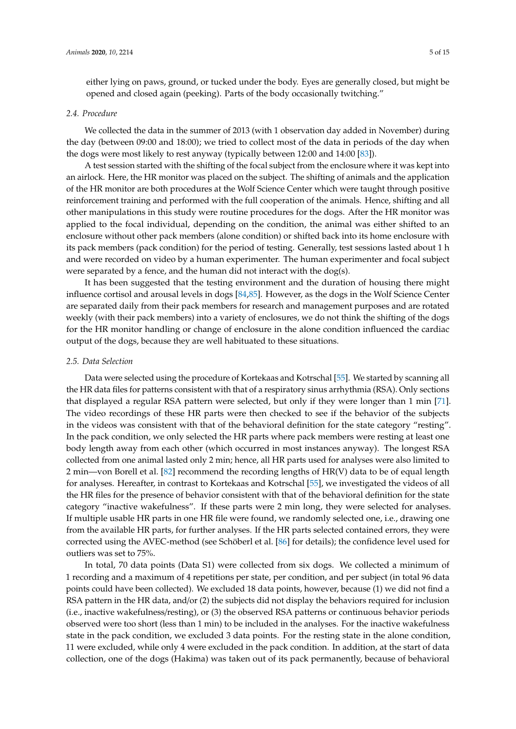either lying on paws, ground, or tucked under the body. Eyes are generally closed, but might be opened and closed again (peeking). Parts of the body occasionally twitching."

### *2.4. Procedure*

We collected the data in the summer of 2013 (with 1 observation day added in November) during the day (between 09:00 and 18:00); we tried to collect most of the data in periods of the day when the dogs were most likely to rest anyway (typically between 12:00 and 14:00 [83]).

A test session started with the shifting of the focal subject from the enclosure where it was kept into an airlock. Here, the HR monitor was placed on the subject. The shifting of animals and the application of the HR monitor are both procedures at the Wolf Science Center which were taught through positive reinforcement training and performed with the full cooperation of the animals. Hence, shifting and all other manipulations in this study were routine procedures for the dogs. After the HR monitor was applied to the focal individual, depending on the condition, the animal was either shifted to an enclosure without other pack members (alone condition) or shifted back into its home enclosure with its pack members (pack condition) for the period of testing. Generally, test sessions lasted about 1 h and were recorded on video by a human experimenter. The human experimenter and focal subject were separated by a fence, and the human did not interact with the dog(s).

It has been suggested that the testing environment and the duration of housing there might influence cortisol and arousal levels in dogs [84,85]. However, as the dogs in the Wolf Science Center are separated daily from their pack members for research and management purposes and are rotated weekly (with their pack members) into a variety of enclosures, we do not think the shifting of the dogs for the HR monitor handling or change of enclosure in the alone condition influenced the cardiac output of the dogs, because they are well habituated to these situations.

### *2.5. Data Selection*

Data were selected using the procedure of Kortekaas and Kotrschal [55]. We started by scanning all the HR data files for patterns consistent with that of a respiratory sinus arrhythmia (RSA). Only sections that displayed a regular RSA pattern were selected, but only if they were longer than 1 min [71]. The video recordings of these HR parts were then checked to see if the behavior of the subjects in the videos was consistent with that of the behavioral definition for the state category "resting". In the pack condition, we only selected the HR parts where pack members were resting at least one body length away from each other (which occurred in most instances anyway). The longest RSA collected from one animal lasted only 2 min; hence, all HR parts used for analyses were also limited to 2 min—von Borell et al. [82] recommend the recording lengths of HR(V) data to be of equal length for analyses. Hereafter, in contrast to Kortekaas and Kotrschal [55], we investigated the videos of all the HR files for the presence of behavior consistent with that of the behavioral definition for the state category "inactive wakefulness". If these parts were 2 min long, they were selected for analyses. If multiple usable HR parts in one HR file were found, we randomly selected one, i.e., drawing one from the available HR parts, for further analyses. If the HR parts selected contained errors, they were corrected using the AVEC-method (see Schöberl et al. [86] for details); the confidence level used for outliers was set to 75%.

In total, 70 data points (Data S1) were collected from six dogs. We collected a minimum of 1 recording and a maximum of 4 repetitions per state, per condition, and per subject (in total 96 data points could have been collected). We excluded 18 data points, however, because (1) we did not find a RSA pattern in the HR data, and/or (2) the subjects did not display the behaviors required for inclusion (i.e., inactive wakefulness/resting), or (3) the observed RSA patterns or continuous behavior periods observed were too short (less than 1 min) to be included in the analyses. For the inactive wakefulness state in the pack condition, we excluded 3 data points. For the resting state in the alone condition, 11 were excluded, while only 4 were excluded in the pack condition. In addition, at the start of data collection, one of the dogs (Hakima) was taken out of its pack permanently, because of behavioral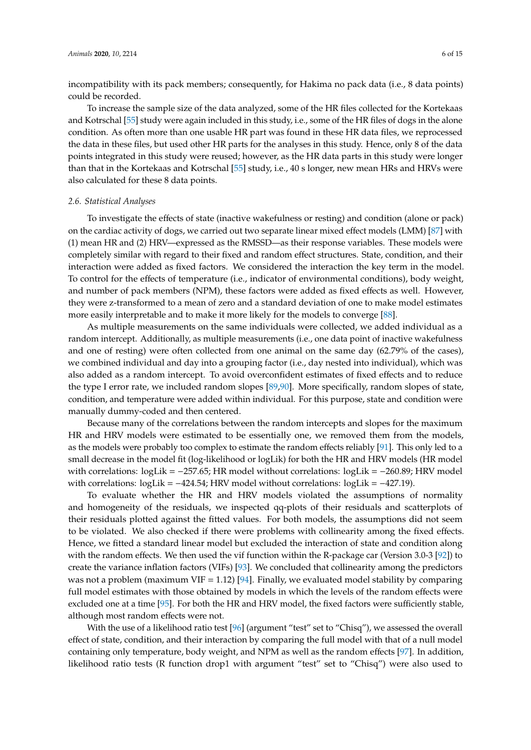incompatibility with its pack members; consequently, for Hakima no pack data (i.e., 8 data points) could be recorded.

To increase the sample size of the data analyzed, some of the HR files collected for the Kortekaas and Kotrschal [55] study were again included in this study, i.e., some of the HR files of dogs in the alone condition. As often more than one usable HR part was found in these HR data files, we reprocessed the data in these files, but used other HR parts for the analyses in this study. Hence, only 8 of the data points integrated in this study were reused; however, as the HR data parts in this study were longer than that in the Kortekaas and Kotrschal [55] study, i.e., 40 s longer, new mean HRs and HRVs were also calculated for these 8 data points.

### 2.6. Statistical Analyses

To investigate the effects of state (inactive wakefulness or resting) and condition (alone or pack) on the cardiac activity of dogs, we carried out two separate linear mixed effect models (LMM) [87] with (1) mean HR and (2) HRV—expressed as the RMSSD—as their response variables. These models were completely similar with regard to their fixed and random effect structures. State, condition, and their interaction were added as fixed factors. We considered the interaction the key term in the model. To control for the effects of temperature (i.e., indicator of environmental conditions), body weight, and number of pack members (NPM), these factors were added as fixed effects as well. However, they were z-transformed to a mean of zero and a standard deviation of one to make model estimates more easily interpretable and to make it more likely for the models to converge [88].

As multiple measurements on the same individuals were collected, we added individual as a random intercept. Additionally, as multiple measurements (i.e., one data point of inactive wakefulness and one of resting) were often collected from one animal on the same day (62.79% of the cases), we combined individual and day into a grouping factor (i.e., day nested into individual), which was also added as a random intercept. To avoid overconfident estimates of fixed effects and to reduce the type I error rate, we included random slopes [89,90]. More specifically, random slopes of state, condition, and temperature were added within individual. For this purpose, state and condition were manually dummy-coded and then centered.

Because many of the correlations between the random intercepts and slopes for the maximum HR and HRV models were estimated to be essentially one, we removed them from the models, as the models were probably too complex to estimate the random effects reliably [91]. This only led to a small decrease in the model fit (log-likelihood or logLik) for both the HR and HRV models (HR model with correlations: logLik = −257.65; HR model without correlations: logLik = −260.89; HRV model with correlations: logLik = −424.54; HRV model without correlations: logLik = −427.19).

To evaluate whether the HR and HRV models violated the assumptions of normality and homogeneity of the residuals, we inspected qq-plots of their residuals and scatterplots of their residuals plotted against the fitted values. For both models, the assumptions did not seem to be violated. We also checked if there were problems with collinearity among the fixed effects. Hence, we fitted a standard linear model but excluded the interaction of state and condition along with the random effects. We then used the vif function within the R-package car (Version 3.0-3 [92]) to create the variance inflation factors (VIFs) [93]. We concluded that collinearity among the predictors was not a problem (maximum VIF = 1.12) [94]. Finally, we evaluated model stability by comparing full model estimates with those obtained by models in which the levels of the random effects were excluded one at a time [95]. For both the HR and HRV model, the fixed factors were sufficiently stable, although most random effects were not.

With the use of a likelihood ratio test [96] (argument "test" set to "Chisq"), we assessed the overall effect of state, condition, and their interaction by comparing the full model with that of a null model containing only temperature, body weight, and NPM as well as the random effects [97]. In addition, likelihood ratio tests (R function drop1 with argument "test" set to "Chisq") were also used to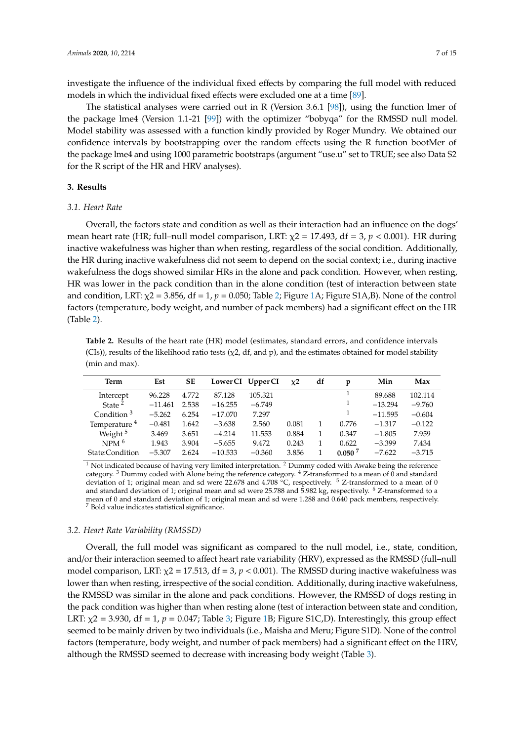investigate the influence of the individual fixed effects by comparing the full model with reduced models in which the individual fixed effects were excluded one at a time [89].

The statistical analyses were carried out in R (Version 3.6.1 [98]), using the function lmer of the package lme4 (Version 1.1-21 [99]) with the optimizer "bobyqa" for the RMSSD null model. Model stability was assessed with a function kindly provided by Roger Mundry. We obtained our confidence intervals by bootstrapping over the random effects using the R function bootMer of the package lme4 and using 1000 parametric bootstraps (argument "use.u" set to TRUE; see also Data S2 for the R script of the HR and HRV analyses).

## 3. Results

### 3.1. Heart Rate

Overall, the factors state and condition as well as their interaction had an influence on the dogs' mean heart rate (HR; full–null model comparison, LRT: $\chi2 = 17.493$, df = 3, $p < 0.001$). HR during inactive wakefulness was higher than when resting, regardless of the social condition. Additionally, the HR during inactive wakefulness did not seem to depend on the social context; i.e., during inactive wakefulness the dogs showed similar HRs in the alone and pack condition. However, when resting, HR was lower in the pack condition than in the alone condition (test of interaction between state and condition, LRT: $\chi2 = 3.856$, df = 1, $p = 0.050$; Table 2; Figure 1A; Figure S1A,B). None of the control factors (temperature, body weight, and number of pack members) had a significant effect on the HR (Table 2).

**Table 2.** Results of the heart rate (HR) model (estimates, standard errors, and confidence intervals (CIs)), results of the likelihood ratio tests ($\chi2$, df, and p), and the estimates obtained for model stability (min and max).

| Term | Est | SE | Lower CI | Upper CI | $\chi2$ | df | p | Min | Max |
|---|---|---|---|---|---|---|---|---|---|
| Intercept | 96.228 | 4.772 | 87.128 | 105.321 | | | [1] | 89.688 | 102.114 |
| State [2] | −11.461 | 2.538 | −16.255 | −6.749 | | | [1] | −13.294 | −9.760 |
| Condition [3] | −5.262 | 6.254 | −17.070 | 7.297 | | | [1] | −11.595 | −0.604 |
| Temperature [4] | −0.481 | 1.642 | −3.638 | 2.560 | 0.081 | 1 | 0.776 | −1.317 | −0.122 |
| Weight [5] | 3.469 | 3.651 | −4.214 | 11.553 | 0.884 | 1 | 0.347 | −1.805 | 7.959 |
| NPM [6] | 1.943 | 3.904 | −5.655 | 9.472 | 0.243 | 1 | 0.622 | −3.399 | 7.434 |
| State:Condition | −5.307 | 2.624 | −10.533 | −0.360 | 3.856 | 1 | **0.050** [7] | −7.622 | −3.715 |

[1] Not indicated because of having very limited interpretation. [2] Dummy coded with Awake being the reference category. [3] Dummy coded with Alone being the reference category. [4] Z-transformed to a mean of 0 and standard deviation of 1; original mean and sd were 22.678 and 4.708 °C, respectively. [5] Z-transformed to a mean of 0 and standard deviation of 1; original mean and sd were 25.788 and 5.982 kg, respectively. [6] Z-transformed to a mean of 0 and standard deviation of 1; original mean and sd were 1.288 and 0.640 pack members, respectively. [7] Bold value indicates statistical significance.

### 3.2. Heart Rate Variability (RMSSD)

Overall, the full model was significant as compared to the null model, i.e., state, condition, and/or their interaction seemed to affect heart rate variability (HRV), expressed as the RMSSD (full–null model comparison, LRT: $\chi2 = 17.513$, df = 3, $p < 0.001$). The RMSSD during inactive wakefulness was lower than when resting, irrespective of the social condition. Additionally, during inactive wakefulness, the RMSSD was similar in the alone and pack conditions. However, the RMSSD of dogs resting in the pack condition was higher than when resting alone (test of interaction between state and condition, LRT: $\chi2 = 3.930$, df = 1, $p = 0.047$; Table 3; Figure 1B; Figure S1C,D). Interestingly, this group effect seemed to be mainly driven by two individuals (i.e., Maisha and Meru; Figure S1D). None of the control factors (temperature, body weight, and number of pack members) had a significant effect on the HRV, although the RMSSD seemed to decrease with increasing body weight (Table 3).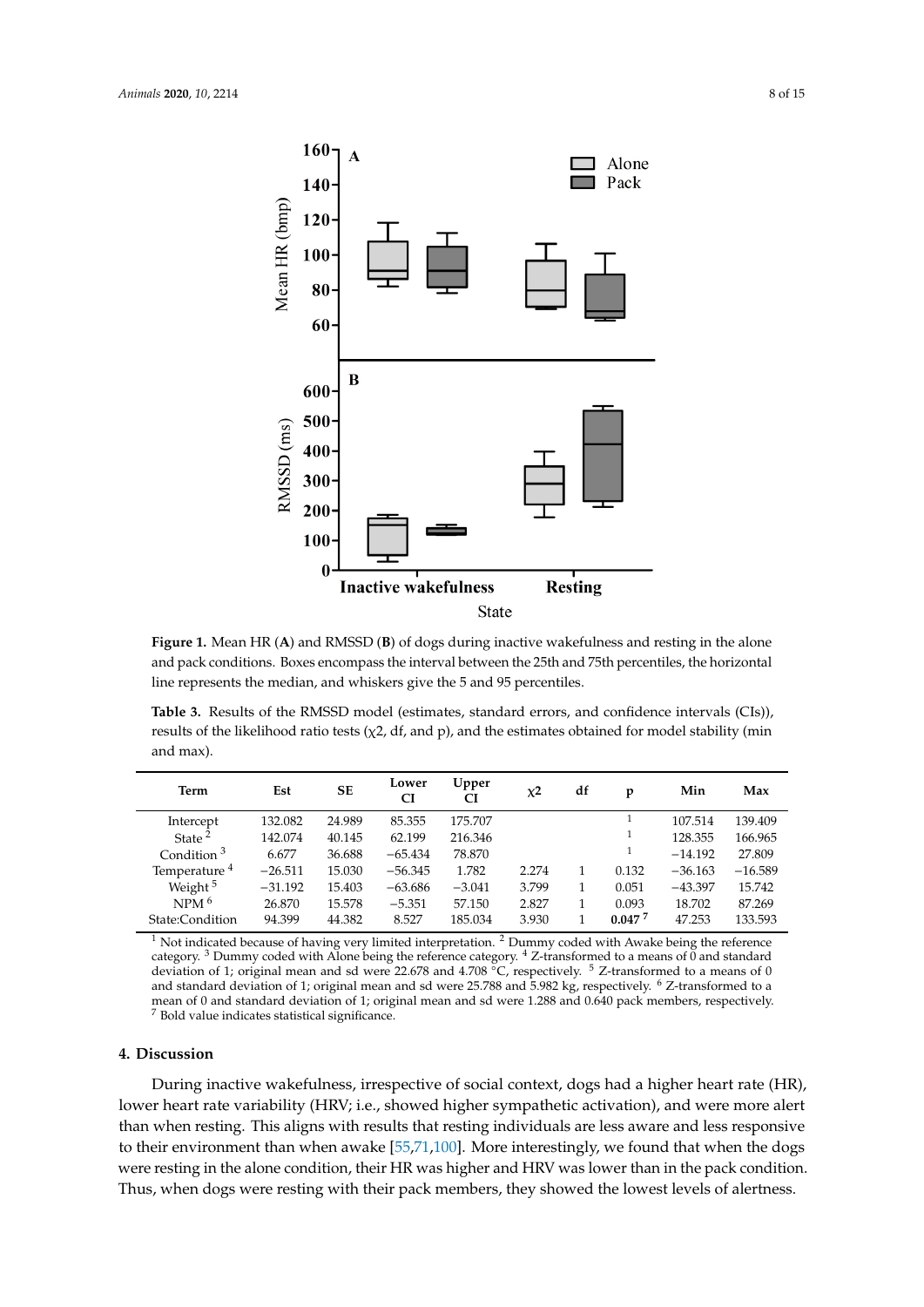**Figure 1.** Mean HR (**A**) and RMSSD (**B**) of dogs during inactive wakefulness and resting in the alone and pack conditions. Boxes encompass the interval between the 25th and 75th percentiles, the horizontal line represents the median, and whiskers give the 5 and 95 percentiles.

**Table 3.** Results of the RMSSD model (estimates, standard errors, and confidence intervals (CIs)), results of the likelihood ratio tests ($\chi2$, df, and p), and the estimates obtained for model stability (min and max).

| Term | Est | SE | Lower CI | Upper CI | $\chi2$ | df | p | Min | Max |
|---|---|---|---|---|---|---|---|---|---|
| Intercept | 132.082 | 24.989 | 85.355 | 175.707 | | | [1] | 107.514 | 139.409 |
| State [2] | 142.074 | 40.145 | 62.199 | 216.346 | | | [1] | 128.355 | 166.965 |
| Condition [3] | 6.677 | 36.688 | −65.434 | 78.870 | | | [1] | −14.192 | 27.809 |
| Temperature [4] | −26.511 | 15.030 | −56.345 | 1.782 | 2.274 | 1 | 0.132 | −36.163 | −16.589 |
| Weight [5] | −31.192 | 15.403 | −63.686 | −3.041 | 3.799 | 1 | 0.051 | −43.397 | 15.742 |
| NPM [6] | 26.870 | 15.578 | −5.351 | 57.150 | 2.827 | 1 | 0.093 | 18.702 | 87.269 |
| State:Condition | 94.399 | 44.382 | 8.527 | 185.034 | 3.930 | 1 | **0.047** [7] | 47.253 | 133.593 |

[1] Not indicated because of having very limited interpretation. [2] Dummy coded with Awake being the reference category. [3] Dummy coded with Alone being the reference category. [4] Z-transformed to a means of 0 and standard deviation of 1; original mean and sd were 22.678 and 4.708 °C, respectively. [5] Z-transformed to a means of 0 and standard deviation of 1; original mean and sd were 25.788 and 5.982 kg, respectively. [6] Z-transformed to a mean of 0 and standard deviation of 1; original mean and sd were 1.288 and 0.640 pack members, respectively. [7] Bold value indicates statistical significance.

## 4. Discussion

During inactive wakefulness, irrespective of social context, dogs had a higher heart rate (HR), lower heart rate variability (HRV; i.e., showed higher sympathetic activation), and were more alert than when resting. This aligns with results that resting individuals are less aware and less responsive to their environment than when awake [55,71,100]. More interestingly, we found that when the dogs were resting in the alone condition, their HR was higher and HRV was lower than in the pack condition. Thus, when dogs were resting with their pack members, they showed the lowest levels of alertness.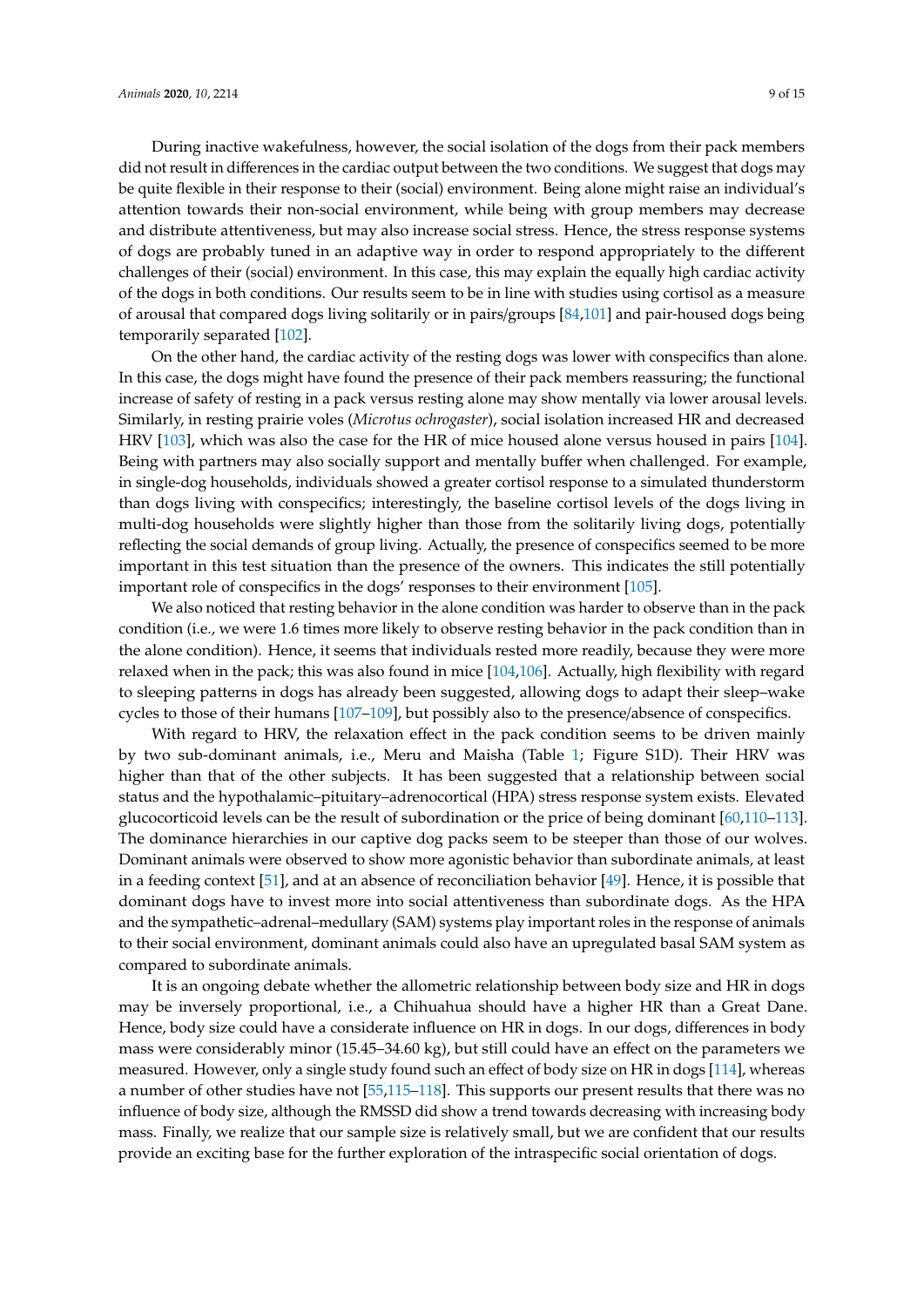During inactive wakefulness, however, the social isolation of the dogs from their pack members did not result in differences in the cardiac output between the two conditions. We suggest that dogs may be quite flexible in their response to their (social) environment. Being alone might raise an individual's attention towards their non-social environment, while being with group members may decrease and distribute attentiveness, but may also increase social stress. Hence, the stress response systems of dogs are probably tuned in an adaptive way in order to respond appropriately to the different challenges of their (social) environment. In this case, this may explain the equally high cardiac activity of the dogs in both conditions. Our results seem to be in line with studies using cortisol as a measure of arousal that compared dogs living solitarily or in pairs/groups [84,101] and pair-housed dogs being temporarily separated [102].

On the other hand, the cardiac activity of the resting dogs was lower with conspecifics than alone. In this case, the dogs might have found the presence of their pack members reassuring; the functional increase of safety of resting in a pack versus resting alone may show mentally via lower arousal levels. Similarly, in resting prairie voles (*Microtus ochrogaster*), social isolation increased HR and decreased HRV [103], which was also the case for the HR of mice housed alone versus housed in pairs [104]. Being with partners may also socially support and mentally buffer when challenged. For example, in single-dog households, individuals showed a greater cortisol response to a simulated thunderstorm than dogs living with conspecifics; interestingly, the baseline cortisol levels of the dogs living in multi-dog households were slightly higher than those from the solitarily living dogs, potentially reflecting the social demands of group living. Actually, the presence of conspecifics seemed to be more important in this test situation than the presence of the owners. This indicates the still potentially important role of conspecifics in the dogs' responses to their environment [105].

We also noticed that resting behavior in the alone condition was harder to observe than in the pack condition (i.e., we were 1.6 times more likely to observe resting behavior in the pack condition than in the alone condition). Hence, it seems that individuals rested more readily, because they were more relaxed when in the pack; this was also found in mice [104,106]. Actually, high flexibility with regard to sleeping patterns in dogs has already been suggested, allowing dogs to adapt their sleep–wake cycles to those of their humans [107–109], but possibly also to the presence/absence of conspecifics.

With regard to HRV, the relaxation effect in the pack condition seems to be driven mainly by two sub-dominant animals, i.e., Meru and Maisha (Table 1; Figure S1D). Their HRV was higher than that of the other subjects. It has been suggested that a relationship between social status and the hypothalamic–pituitary–adrenocortical (HPA) stress response system exists. Elevated glucocorticoid levels can be the result of subordination or the price of being dominant [60,110–113]. The dominance hierarchies in our captive dog packs seem to be steeper than those of our wolves. Dominant animals were observed to show more agonistic behavior than subordinate animals, at least in a feeding context [51], and at an absence of reconciliation behavior [49]. Hence, it is possible that dominant dogs have to invest more into social attentiveness than subordinate dogs. As the HPA and the sympathetic–adrenal–medullary (SAM) systems play important roles in the response of animals to their social environment, dominant animals could also have an upregulated basal SAM system as compared to subordinate animals.

It is an ongoing debate whether the allometric relationship between body size and HR in dogs may be inversely proportional, i.e., a Chihuahua should have a higher HR than a Great Dane. Hence, body size could have a considerate influence on HR in dogs. In our dogs, differences in body mass were considerably minor (15.45–34.60 kg), but still could have an effect on the parameters we measured. However, only a single study found such an effect of body size on HR in dogs [114], whereas a number of other studies have not [55,115–118]. This supports our present results that there was no influence of body size, although the RMSSD did show a trend towards decreasing with increasing body mass. Finally, we realize that our sample size is relatively small, but we are confident that our results provide an exciting base for the further exploration of the intraspecific social orientation of dogs.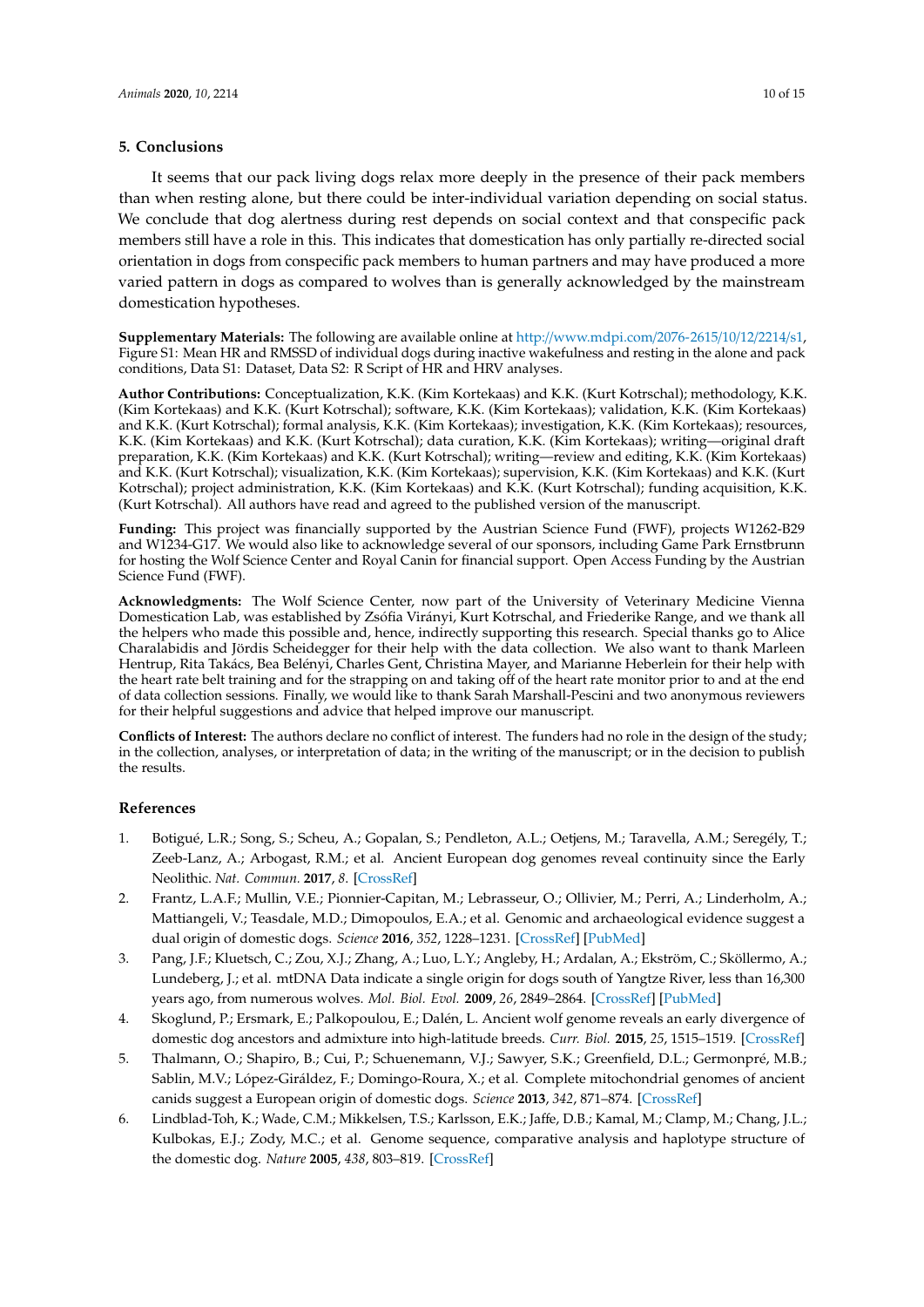## 5. Conclusions

It seems that our pack living dogs relax more deeply in the presence of their pack members than when resting alone, but there could be inter-individual variation depending on social status. We conclude that dog alertness during rest depends on social context and that conspecific pack members still have a role in this. This indicates that domestication has only partially re-directed social orientation in dogs from conspecific pack members to human partners and may have produced a more varied pattern in dogs as compared to wolves than is generally acknowledged by the mainstream domestication hypotheses.

**Supplementary Materials:** The following are available online at http://www.mdpi.com/2076-2615/10/12/2214/s1, Figure S1: Mean HR and RMSSD of individual dogs during inactive wakefulness and resting in the alone and pack conditions, Data S1: Dataset, Data S2: R Script of HR and HRV analyses.

**Author Contributions:** Conceptualization, K.K. (Kim Kortekaas) and K.K. (Kurt Kotrschal); methodology, K.K. (Kim Kortekaas) and K.K. (Kurt Kotrschal); software, K.K. (Kim Kortekaas); validation, K.K. (Kim Kortekaas) and K.K. (Kurt Kotrschal); formal analysis, K.K. (Kim Kortekaas); investigation, K.K. (Kim Kortekaas); resources, K.K. (Kim Kortekaas) and K.K. (Kurt Kotrschal); data curation, K.K. (Kim Kortekaas); writing—original draft preparation, K.K. (Kim Kortekaas) and K.K. (Kurt Kotrschal); writing—review and editing, K.K. (Kim Kortekaas) and K.K. (Kurt Kotrschal); visualization, K.K. (Kim Kortekaas); supervision, K.K. (Kim Kortekaas) and K.K. (Kurt Kotrschal); project administration, K.K. (Kim Kortekaas) and K.K. (Kurt Kotrschal); funding acquisition, K.K. (Kurt Kotrschal). All authors have read and agreed to the published version of the manuscript.

**Funding:** This project was financially supported by the Austrian Science Fund (FWF), projects W1262-B29 and W1234-G17. We would also like to acknowledge several of our sponsors, including Game Park Ernstbrunn for hosting the Wolf Science Center and Royal Canin for financial support. Open Access Funding by the Austrian Science Fund (FWF).

**Acknowledgments:** The Wolf Science Center, now part of the University of Veterinary Medicine Vienna Domestication Lab, was established by Zsófia Virányi, Kurt Kotrschal, and Friederike Range, and we thank all the helpers who made this possible and, hence, indirectly supporting this research. Special thanks go to Alice Charalabidis and Jördis Scheidegger for their help with the data collection. We also want to thank Marleen Hentrup, Rita Takács, Bea Belényi, Charles Gent, Christina Mayer, and Marianne Heberlein for their help with the heart rate belt training and for the strapping on and taking off of the heart rate monitor prior to and at the end of data collection sessions. Finally, we would like to thank Sarah Marshall-Pescini and two anonymous reviewers for their helpful suggestions and advice that helped improve our manuscript.

**Conflicts of Interest:** The authors declare no conflict of interest. The funders had no role in the design of the study; in the collection, analyses, or interpretation of data; in the writing of the manuscript; or in the decision to publish the results.

## References

1. Botigué, L.R.; Song, S.; Scheu, A.; Gopalan, S.; Pendleton, A.L.; Oetjens, M.; Taravella, A.M.; Seregély, T.; Zeeb-Lanz, A.; Arbogast, R.M.; et al. Ancient European dog genomes reveal continuity since the Early Neolithic. *Nat. Commun.* **2017**, *8*. [CrossRef]
2. Frantz, L.A.F.; Mullin, V.E.; Pionnier-Capitan, M.; Lebrasseur, O.; Ollivier, M.; Perri, A.; Linderholm, A.; Mattiangeli, V.; Teasdale, M.D.; Dimopoulos, E.A.; et al. Genomic and archaeological evidence suggest a dual origin of domestic dogs. *Science* **2016**, *352*, 1228–1231. [CrossRef] [PubMed]
3. Pang, J.F.; Kluetsch, C.; Zou, X.J.; Zhang, A.; Luo, L.Y.; Angleby, H.; Ardalan, A.; Ekström, C.; Sköllermo, A.; Lundeberg, J.; et al. mtDNA Data indicate a single origin for dogs south of Yangtze River, less than 16,300 years ago, from numerous wolves. *Mol. Biol. Evol.* **2009**, *26*, 2849–2864. [CrossRef] [PubMed]
4. Skoglund, P.; Ersmark, E.; Palkopoulou, E.; Dalén, L. Ancient wolf genome reveals an early divergence of domestic dog ancestors and admixture into high-latitude breeds. *Curr. Biol.* **2015**, *25*, 1515–1519. [CrossRef]
5. Thalmann, O.; Shapiro, B.; Cui, P.; Schuenemann, V.J.; Sawyer, S.K.; Greenfield, D.L.; Germonpré, M.B.; Sablin, M.V.; López-Giráldez, F.; Domingo-Roura, X.; et al. Complete mitochondrial genomes of ancient canids suggest a European origin of domestic dogs. *Science* **2013**, *342*, 871–874. [CrossRef]
6. Lindblad-Toh, K.; Wade, C.M.; Mikkelsen, T.S.; Karlsson, E.K.; Jaffe, D.B.; Kamal, M.; Clamp, M.; Chang, J.L.; Kulbokas, E.J.; Zody, M.C.; et al. Genome sequence, comparative analysis and haplotype structure of the domestic dog. *Nature* **2005**, *438*, 803–819. [CrossRef]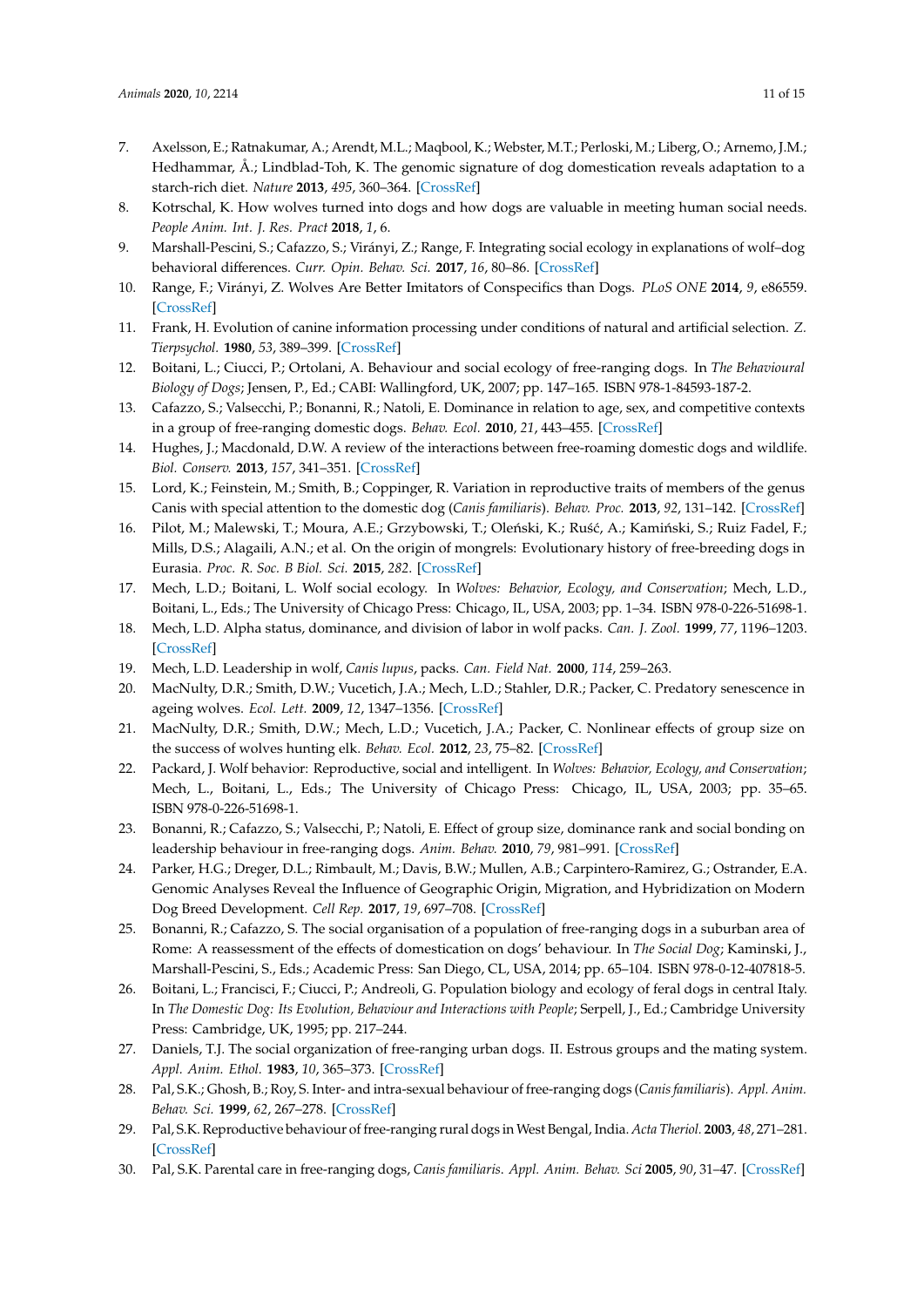7. Axelsson, E.; Ratnakumar, A.; Arendt, M.L.; Maqbool, K.; Webster, M.T.; Perloski, M.; Liberg, O.; Arnemo, J.M.; Hedhammar, Å.; Lindblad-Toh, K. The genomic signature of dog domestication reveals adaptation to a starch-rich diet. *Nature* **2013**, *495*, 360–364. [CrossRef]
8. Kotrschal, K. How wolves turned into dogs and how dogs are valuable in meeting human social needs. *People Anim. Int. J. Res. Pract* **2018**, *1*, 6.
9. Marshall-Pescini, S.; Cafazzo, S.; Virányi, Z.; Range, F. Integrating social ecology in explanations of wolf–dog behavioral differences. *Curr. Opin. Behav. Sci.* **2017**, *16*, 80–86. [CrossRef]
10. Range, F.; Virányi, Z. Wolves Are Better Imitators of Conspecifics than Dogs. *PLoS ONE* **2014**, *9*, e86559. [CrossRef]
11. Frank, H. Evolution of canine information processing under conditions of natural and artificial selection. *Z. Tierpsychol.* **1980**, *53*, 389–399. [CrossRef]
12. Boitani, L.; Ciucci, P.; Ortolani, A. Behaviour and social ecology of free-ranging dogs. In *The Behavioural Biology of Dogs*; Jensen, P., Ed.; CABI: Wallingford, UK, 2007; pp. 147–165. ISBN 978-1-84593-187-2.
13. Cafazzo, S.; Valsecchi, P.; Bonanni, R.; Natoli, E. Dominance in relation to age, sex, and competitive contexts in a group of free-ranging domestic dogs. *Behav. Ecol.* **2010**, *21*, 443–455. [CrossRef]
14. Hughes, J.; Macdonald, D.W. A review of the interactions between free-roaming domestic dogs and wildlife. *Biol. Conserv.* **2013**, *157*, 341–351. [CrossRef]
15. Lord, K.; Feinstein, M.; Smith, B.; Coppinger, R. Variation in reproductive traits of members of the genus Canis with special attention to the domestic dog (*Canis familiaris*). *Behav. Proc.* **2013**, *92*, 131–142. [CrossRef]
16. Pilot, M.; Malewski, T.; Moura, A.E.; Grzybowski, T.; Oleński, K.; Ruść, A.; Kamiński, S.; Ruiz Fadel, F.; Mills, D.S.; Alagaili, A.N.; et al. On the origin of mongrels: Evolutionary history of free-breeding dogs in Eurasia. *Proc. R. Soc. B Biol. Sci.* **2015**, *282*. [CrossRef]
17. Mech, L.D.; Boitani, L. Wolf social ecology. In *Wolves: Behavior, Ecology, and Conservation*; Mech, L.D., Boitani, L., Eds.; The University of Chicago Press: Chicago, IL, USA, 2003; pp. 1–34. ISBN 978-0-226-51698-1.
18. Mech, L.D. Alpha status, dominance, and division of labor in wolf packs. *Can. J. Zool.* **1999**, *77*, 1196–1203. [CrossRef]
19. Mech, L.D. Leadership in wolf, *Canis lupus*, packs. *Can. Field Nat.* **2000**, *114*, 259–263.
20. MacNulty, D.R.; Smith, D.W.; Vucetich, J.A.; Mech, L.D.; Stahler, D.R.; Packer, C. Predatory senescence in ageing wolves. *Ecol. Lett.* **2009**, *12*, 1347–1356. [CrossRef]
21. MacNulty, D.R.; Smith, D.W.; Mech, L.D.; Vucetich, J.A.; Packer, C. Nonlinear effects of group size on the success of wolves hunting elk. *Behav. Ecol.* **2012**, *23*, 75–82. [CrossRef]
22. Packard, J. Wolf behavior: Reproductive, social and intelligent. In *Wolves: Behavior, Ecology, and Conservation*; Mech, L., Boitani, L., Eds.; The University of Chicago Press: Chicago, IL, USA, 2003; pp. 35–65. ISBN 978-0-226-51698-1.
23. Bonanni, R.; Cafazzo, S.; Valsecchi, P.; Natoli, E. Effect of group size, dominance rank and social bonding on leadership behaviour in free-ranging dogs. *Anim. Behav.* **2010**, *79*, 981–991. [CrossRef]
24. Parker, H.G.; Dreger, D.L.; Rimbault, M.; Davis, B.W.; Mullen, A.B.; Carpintero-Ramirez, G.; Ostrander, E.A. Genomic Analyses Reveal the Influence of Geographic Origin, Migration, and Hybridization on Modern Dog Breed Development. *Cell Rep.* **2017**, *19*, 697–708. [CrossRef]
25. Bonanni, R.; Cafazzo, S. The social organisation of a population of free-ranging dogs in a suburban area of Rome: A reassessment of the effects of domestication on dogs' behaviour. In *The Social Dog*; Kaminski, J., Marshall-Pescini, S., Eds.; Academic Press: San Diego, CL, USA, 2014; pp. 65–104. ISBN 978-0-12-407818-5.
26. Boitani, L.; Francisci, F.; Ciucci, P.; Andreoli, G. Population biology and ecology of feral dogs in central Italy. In *The Domestic Dog: Its Evolution, Behaviour and Interactions with People*; Serpell, J., Ed.; Cambridge University Press: Cambridge, UK, 1995; pp. 217–244.
27. Daniels, T.J. The social organization of free-ranging urban dogs. II. Estrous groups and the mating system. *Appl. Anim. Ethol.* **1983**, *10*, 365–373. [CrossRef]
28. Pal, S.K.; Ghosh, B.; Roy, S. Inter- and intra-sexual behaviour of free-ranging dogs (*Canis familiaris*). *Appl. Anim. Behav. Sci.* **1999**, *62*, 267–278. [CrossRef]
29. Pal, S.K. Reproductive behaviour of free-ranging rural dogs in West Bengal, India. *Acta Theriol.* **2003**, *48*, 271–281. [CrossRef]
30. Pal, S.K. Parental care in free-ranging dogs, *Canis familiaris*. *Appl. Anim. Behav. Sci* **2005**, *90*, 31–47. [CrossRef]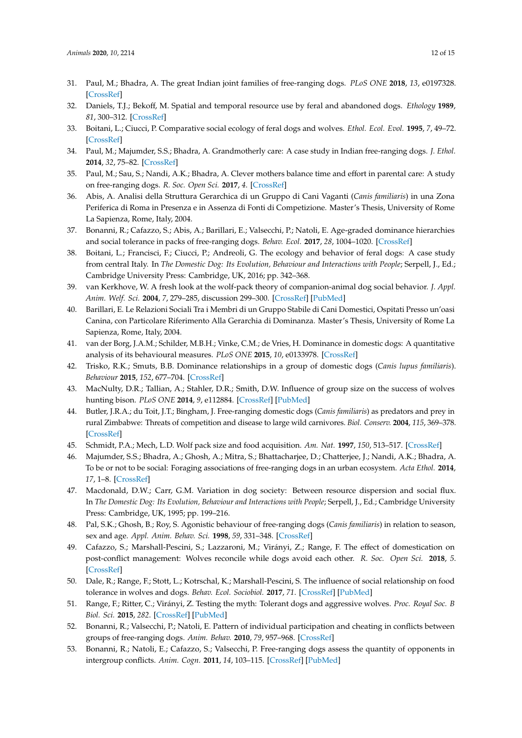31. Paul, M.; Bhadra, A. The great Indian joint families of free-ranging dogs. *PLoS ONE* **2018**, *13*, e0197328. [CrossRef]
32. Daniels, T.J.; Bekoff, M. Spatial and temporal resource use by feral and abandoned dogs. *Ethology* **1989**, *81*, 300–312. [CrossRef]
33. Boitani, L.; Ciucci, P. Comparative social ecology of feral dogs and wolves. *Ethol. Ecol. Evol.* **1995**, *7*, 49–72. [CrossRef]
34. Paul, M.; Majumder, S.S.; Bhadra, A. Grandmotherly care: A case study in Indian free-ranging dogs. *J. Ethol.* **2014**, *32*, 75–82. [CrossRef]
35. Paul, M.; Sau, S.; Nandi, A.K.; Bhadra, A. Clever mothers balance time and effort in parental care: A study on free-ranging dogs. *R. Soc. Open Sci.* **2017**, *4*. [CrossRef]
36. Abis, A. Analisi della Struttura Gerarchica di un Gruppo di Cani Vaganti (*Canis familiaris*) in una Zona Periferica di Roma in Presenza e in Assenza di Fonti di Competizione. Master's Thesis, University of Rome La Sapienza, Rome, Italy, 2004.
37. Bonanni, R.; Cafazzo, S.; Abis, A.; Barillari, E.; Valsecchi, P.; Natoli, E. Age-graded dominance hierarchies and social tolerance in packs of free-ranging dogs. *Behav. Ecol.* **2017**, *28*, 1004–1020. [CrossRef]
38. Boitani, L.; Francisci, F.; Ciucci, P.; Andreoli, G. The ecology and behavior of feral dogs: A case study from central Italy. In *The Domestic Dog: Its Evolution, Behaviour and Interactions with People*; Serpell, J., Ed.; Cambridge University Press: Cambridge, UK, 2016; pp. 342–368.
39. van Kerkhove, W. A fresh look at the wolf-pack theory of companion-animal dog social behavior. *J. Appl. Anim. Welf. Sci.* **2004**, *7*, 279–285, discussion 299–300. [CrossRef] [PubMed]
40. Barillari, E. Le Relazioni Sociali Tra i Membri di un Gruppo Stabile di Cani Domestici, Ospitati Presso un'oasi Canina, con Particolare Riferimento Alla Gerarchia di Dominanza. Master's Thesis, University of Rome La Sapienza, Rome, Italy, 2004.
41. van der Borg, J.A.M.; Schilder, M.B.H.; Vinke, C.M.; de Vries, H. Dominance in domestic dogs: A quantitative analysis of its behavioural measures. *PLoS ONE* **2015**, *10*, e0133978. [CrossRef]
42. Trisko, R.K.; Smuts, B.B. Dominance relationships in a group of domestic dogs (*Canis lupus familiaris*). *Behaviour* **2015**, *152*, 677–704. [CrossRef]
43. MacNulty, D.R.; Tallian, A.; Stahler, D.R.; Smith, D.W. Influence of group size on the success of wolves hunting bison. *PLoS ONE* **2014**, *9*, e112884. [CrossRef] [PubMed]
44. Butler, J.R.A.; du Toit, J.T.; Bingham, J. Free-ranging domestic dogs (*Canis familiaris*) as predators and prey in rural Zimbabwe: Threats of competition and disease to large wild carnivores. *Biol. Conserv.* **2004**, *115*, 369–378. [CrossRef]
45. Schmidt, P.A.; Mech, L.D. Wolf pack size and food acquisition. *Am. Nat.* **1997**, *150*, 513–517. [CrossRef]
46. Majumder, S.S.; Bhadra, A.; Ghosh, A.; Mitra, S.; Bhattacharjee, D.; Chatterjee, J.; Nandi, A.K.; Bhadra, A. To be or not to be social: Foraging associations of free-ranging dogs in an urban ecosystem. *Acta Ethol.* **2014**, *17*, 1–8. [CrossRef]
47. Macdonald, D.W.; Carr, G.M. Variation in dog society: Between resource dispersion and social flux. In *The Domestic Dog: Its Evolution, Behaviour and Interactions with People*; Serpell, J., Ed.; Cambridge University Press: Cambridge, UK, 1995; pp. 199–216.
48. Pal, S.K.; Ghosh, B.; Roy, S. Agonistic behaviour of free-ranging dogs (*Canis familiaris*) in relation to season, sex and age. *Appl. Anim. Behav. Sci.* **1998**, *59*, 331–348. [CrossRef]
49. Cafazzo, S.; Marshall-Pescini, S.; Lazzaroni, M.; Virányi, Z.; Range, F. The effect of domestication on post-conflict management: Wolves reconcile while dogs avoid each other. *R. Soc. Open Sci.* **2018**, *5*. [CrossRef]
50. Dale, R.; Range, F.; Stott, L.; Kotrschal, K.; Marshall-Pescini, S. The influence of social relationship on food tolerance in wolves and dogs. *Behav. Ecol. Sociobiol.* **2017**, *71*. [CrossRef] [PubMed]
51. Range, F.; Ritter, C.; Virányi, Z. Testing the myth: Tolerant dogs and aggressive wolves. *Proc. Royal Soc. B Biol. Sci.* **2015**, *282*. [CrossRef] [PubMed]
52. Bonanni, R.; Valsecchi, P.; Natoli, E. Pattern of individual participation and cheating in conflicts between groups of free-ranging dogs. *Anim. Behav.* **2010**, *79*, 957–968. [CrossRef]
53. Bonanni, R.; Natoli, E.; Cafazzo, S.; Valsecchi, P. Free-ranging dogs assess the quantity of opponents in intergroup conflicts. *Anim. Cogn.* **2011**, *14*, 103–115. [CrossRef] [PubMed]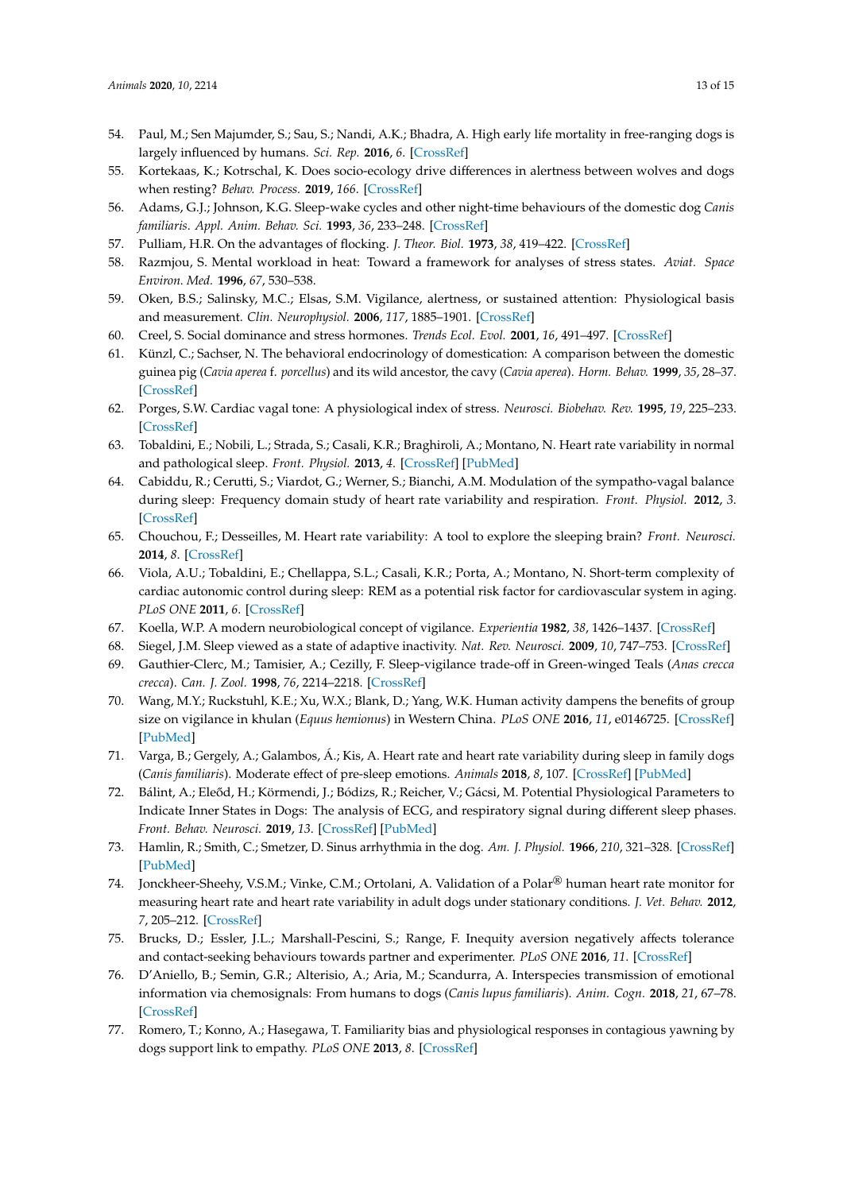54. Paul, M.; Sen Majumder, S.; Sau, S.; Nandi, A.K.; Bhadra, A. High early life mortality in free-ranging dogs is largely influenced by humans. *Sci. Rep.* **2016**, *6*. [CrossRef]
55. Kortekaas, K.; Kotrschal, K. Does socio-ecology drive differences in alertness between wolves and dogs when resting? *Behav. Process.* **2019**, *166*. [CrossRef]
56. Adams, G.J.; Johnson, K.G. Sleep-wake cycles and other night-time behaviours of the domestic dog *Canis familiaris*. *Appl. Anim. Behav. Sci.* **1993**, *36*, 233–248. [CrossRef]
57. Pulliam, H.R. On the advantages of flocking. *J. Theor. Biol.* **1973**, *38*, 419–422. [CrossRef]
58. Razmjou, S. Mental workload in heat: Toward a framework for analyses of stress states. *Aviat. Space Environ. Med.* **1996**, *67*, 530–538.
59. Oken, B.S.; Salinsky, M.C.; Elsas, S.M. Vigilance, alertness, or sustained attention: Physiological basis and measurement. *Clin. Neurophysiol.* **2006**, *117*, 1885–1901. [CrossRef]
60. Creel, S. Social dominance and stress hormones. *Trends Ecol. Evol.* **2001**, *16*, 491–497. [CrossRef]
61. Künzl, C.; Sachser, N. The behavioral endocrinology of domestication: A comparison between the domestic guinea pig (*Cavia aperea* f. *porcellus*) and its wild ancestor, the cavy (*Cavia aperea*). *Horm. Behav.* **1999**, *35*, 28–37. [CrossRef]
62. Porges, S.W. Cardiac vagal tone: A physiological index of stress. *Neurosci. Biobehav. Rev.* **1995**, *19*, 225–233. [CrossRef]
63. Tobaldini, E.; Nobili, L.; Strada, S.; Casali, K.R.; Braghiroli, A.; Montano, N. Heart rate variability in normal and pathological sleep. *Front. Physiol.* **2013**, *4*. [CrossRef] [PubMed]
64. Cabiddu, R.; Cerutti, S.; Viardot, G.; Werner, S.; Bianchi, A.M. Modulation of the sympatho-vagal balance during sleep: Frequency domain study of heart rate variability and respiration. *Front. Physiol.* **2012**, *3*. [CrossRef]
65. Chouchou, F.; Desseilles, M. Heart rate variability: A tool to explore the sleeping brain? *Front. Neurosci.* **2014**, *8*. [CrossRef]
66. Viola, A.U.; Tobaldini, E.; Chellappa, S.L.; Casali, K.R.; Porta, A.; Montano, N. Short-term complexity of cardiac autonomic control during sleep: REM as a potential risk factor for cardiovascular system in aging. *PLoS ONE* **2011**, *6*. [CrossRef]
67. Koella, W.P. A modern neurobiological concept of vigilance. *Experientia* **1982**, *38*, 1426–1437. [CrossRef]
68. Siegel, J.M. Sleep viewed as a state of adaptive inactivity. *Nat. Rev. Neurosci.* **2009**, *10*, 747–753. [CrossRef]
69. Gauthier-Clerc, M.; Tamisier, A.; Cezilly, F. Sleep-vigilance trade-off in Green-winged Teals (*Anas crecca crecca*). *Can. J. Zool.* **1998**, *76*, 2214–2218. [CrossRef]
70. Wang, M.Y.; Ruckstuhl, K.E.; Xu, W.X.; Blank, D.; Yang, W.K. Human activity dampens the benefits of group size on vigilance in khulan (*Equus hemionus*) in Western China. *PLoS ONE* **2016**, *11*, e0146725. [CrossRef] [PubMed]
71. Varga, B.; Gergely, A.; Galambos, Á.; Kis, A. Heart rate and heart rate variability during sleep in family dogs (*Canis familiaris*). Moderate effect of pre-sleep emotions. *Animals* **2018**, *8*, 107. [CrossRef] [PubMed]
72. Bálint, A.; Eleőd, H.; Körmendi, J.; Bódizs, R.; Reicher, V.; Gácsi, M. Potential Physiological Parameters to Indicate Inner States in Dogs: The analysis of ECG, and respiratory signal during different sleep phases. *Front. Behav. Neurosci.* **2019**, *13*. [CrossRef] [PubMed]
73. Hamlin, R.; Smith, C.; Smetzer, D. Sinus arrhythmia in the dog. *Am. J. Physiol.* **1966**, *210*, 321–328. [CrossRef] [PubMed]
74. Jonckheer-Sheehy, V.S.M.; Vinke, C.M.; Ortolani, A. Validation of a Polar® human heart rate monitor for measuring heart rate and heart rate variability in adult dogs under stationary conditions. *J. Vet. Behav.* **2012**, *7*, 205–212. [CrossRef]
75. Brucks, D.; Essler, J.L.; Marshall-Pescini, S.; Range, F. Inequity aversion negatively affects tolerance and contact-seeking behaviours towards partner and experimenter. *PLoS ONE* **2016**, *11*. [CrossRef]
76. D'Aniello, B.; Semin, G.R.; Alterisio, A.; Aria, M.; Scandurra, A. Interspecies transmission of emotional information via chemosignals: From humans to dogs (*Canis lupus familiaris*). *Anim. Cogn.* **2018**, *21*, 67–78. [CrossRef]
77. Romero, T.; Konno, A.; Hasegawa, T. Familiarity bias and physiological responses in contagious yawning by dogs support link to empathy. *PLoS ONE* **2013**, *8*. [CrossRef]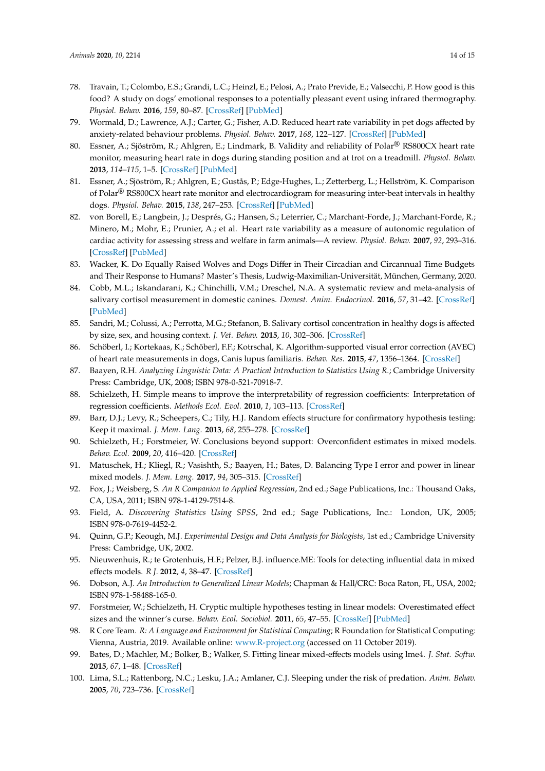78. Travain, T.; Colombo, E.S.; Grandi, L.C.; Heinzl, E.; Pelosi, A.; Prato Previde, E.; Valsecchi, P. How good is this food? A study on dogs' emotional responses to a potentially pleasant event using infrared thermography. *Physiol. Behav.* **2016**, *159*, 80–87. [CrossRef] [PubMed]
79. Wormald, D.; Lawrence, A.J.; Carter, G.; Fisher, A.D. Reduced heart rate variability in pet dogs affected by anxiety-related behaviour problems. *Physiol. Behav.* **2017**, *168*, 122–127. [CrossRef] [PubMed]
80. Essner, A.; Sjöström, R.; Ahlgren, E.; Lindmark, B. Validity and reliability of Polar® RS800CX heart rate monitor, measuring heart rate in dogs during standing position and at trot on a treadmill. *Physiol. Behav.* **2013**, *114–115*, 1–5. [CrossRef] [PubMed]
81. Essner, A.; Sjöström, R.; Ahlgren, E.; Gustås, P.; Edge-Hughes, L.; Zetterberg, L.; Hellström, K. Comparison of Polar® RS800CX heart rate monitor and electrocardiogram for measuring inter-beat intervals in healthy dogs. *Physiol. Behav.* **2015**, *138*, 247–253. [CrossRef] [PubMed]
82. von Borell, E.; Langbein, J.; Després, G.; Hansen, S.; Leterrier, C.; Marchant-Forde, J.; Marchant-Forde, R.; Minero, M.; Mohr, E.; Prunier, A.; et al. Heart rate variability as a measure of autonomic regulation of cardiac activity for assessing stress and welfare in farm animals—A review. *Physiol. Behav.* **2007**, *92*, 293–316. [CrossRef] [PubMed]
83. Wacker, K. Do Equally Raised Wolves and Dogs Differ in Their Circadian and Circannual Time Budgets and Their Response to Humans? Master's Thesis, Ludwig-Maximilian-Universität, München, Germany, 2020.
84. Cobb, M.L.; Iskandarani, K.; Chinchilli, V.M.; Dreschel, N.A. A systematic review and meta-analysis of salivary cortisol measurement in domestic canines. *Domest. Anim. Endocrinol.* **2016**, *57*, 31–42. [CrossRef] [PubMed]
85. Sandri, M.; Colussi, A.; Perrotta, M.G.; Stefanon, B. Salivary cortisol concentration in healthy dogs is affected by size, sex, and housing context. *J. Vet. Behav.* **2015**, *10*, 302–306. [CrossRef]
86. Schöberl, I.; Kortekaas, K.; Schöberl, F.F.; Kotrschal, K. Algorithm-supported visual error correction (AVEC) of heart rate measurements in dogs, Canis lupus familiaris. *Behav. Res.* **2015**, *47*, 1356–1364. [CrossRef]
87. Baayen, R.H. *Analyzing Linguistic Data: A Practical Introduction to Statistics Using R.*; Cambridge University Press: Cambridge, UK, 2008; ISBN 978-0-521-70918-7.
88. Schielzeth, H. Simple means to improve the interpretability of regression coefficients: Interpretation of regression coefficients. *Methods Ecol. Evol.* **2010**, *1*, 103–113. [CrossRef]
89. Barr, D.J.; Levy, R.; Scheepers, C.; Tily, H.J. Random effects structure for confirmatory hypothesis testing: Keep it maximal. *J. Mem. Lang.* **2013**, *68*, 255–278. [CrossRef]
90. Schielzeth, H.; Forstmeier, W. Conclusions beyond support: Overconfident estimates in mixed models. *Behav. Ecol.* **2009**, *20*, 416–420. [CrossRef]
91. Matuschek, H.; Kliegl, R.; Vasishth, S.; Baayen, H.; Bates, D. Balancing Type I error and power in linear mixed models. *J. Mem. Lang.* **2017**, *94*, 305–315. [CrossRef]
92. Fox, J.; Weisberg, S. *An R Companion to Applied Regression*, 2nd ed.; Sage Publications, Inc.: Thousand Oaks, CA, USA, 2011; ISBN 978-1-4129-7514-8.
93. Field, A. *Discovering Statistics Using SPSS*, 2nd ed.; Sage Publications, Inc.: London, UK, 2005; ISBN 978-0-7619-4452-2.
94. Quinn, G.P.; Keough, M.J. *Experimental Design and Data Analysis for Biologists*, 1st ed.; Cambridge University Press: Cambridge, UK, 2002.
95. Nieuwenhuis, R.; te Grotenhuis, H.F.; Pelzer, B.J. influence.ME: Tools for detecting influential data in mixed effects models. *R J.* **2012**, *4*, 38–47. [CrossRef]
96. Dobson, A.J. *An Introduction to Generalized Linear Models*; Chapman & Hall/CRC: Boca Raton, FL, USA, 2002; ISBN 978-1-58488-165-0.
97. Forstmeier, W.; Schielzeth, H. Cryptic multiple hypotheses testing in linear models: Overestimated effect sizes and the winner's curse. *Behav. Ecol. Sociobiol.* **2011**, *65*, 47–55. [CrossRef] [PubMed]
98. R Core Team. *R: A Language and Environment for Statistical Computing*; R Foundation for Statistical Computing: Vienna, Austria, 2019. Available online: www.R-project.org (accessed on 11 October 2019).
99. Bates, D.; Mächler, M.; Bolker, B.; Walker, S. Fitting linear mixed-effects models using lme4. *J. Stat. Softw.* **2015**, *67*, 1–48. [CrossRef]
100. Lima, S.L.; Rattenborg, N.C.; Lesku, J.A.; Amlaner, C.J. Sleeping under the risk of predation. *Anim. Behav.* **2005**, *70*, 723–736. [CrossRef]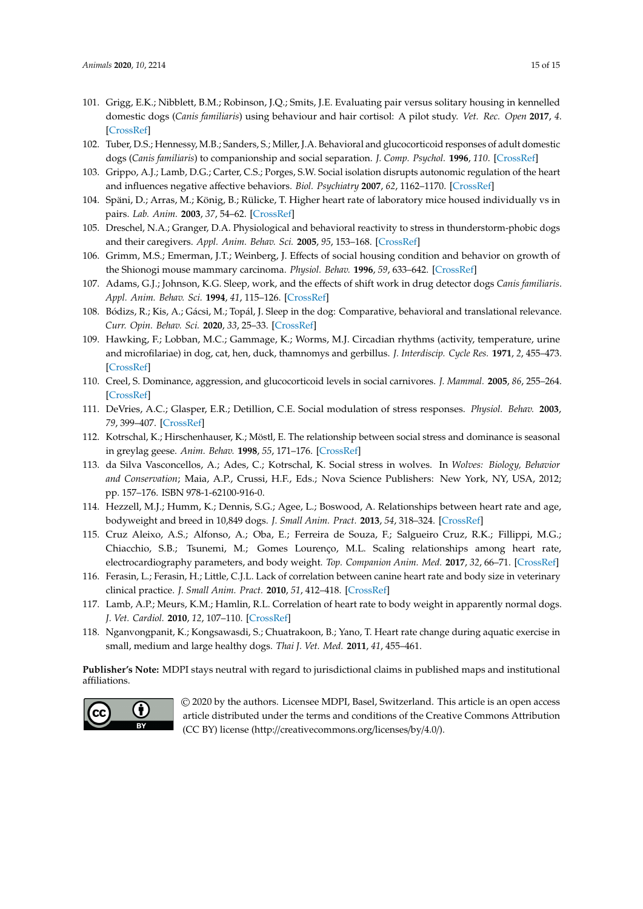101. Grigg, E.K.; Nibblett, B.M.; Robinson, J.Q.; Smits, J.E. Evaluating pair versus solitary housing in kennelled domestic dogs (*Canis familiaris*) using behaviour and hair cortisol: A pilot study. *Vet. Rec. Open* **2017**, *4*. [CrossRef]
102. Tuber, D.S.; Hennessy, M.B.; Sanders, S.; Miller, J.A. Behavioral and glucocorticoid responses of adult domestic dogs (*Canis familiaris*) to companionship and social separation. *J. Comp. Psychol.* **1996**, *110*. [CrossRef]
103. Grippo, A.J.; Lamb, D.G.; Carter, C.S.; Porges, S.W. Social isolation disrupts autonomic regulation of the heart and influences negative affective behaviors. *Biol. Psychiatry* **2007**, *62*, 1162–1170. [CrossRef]
104. Späni, D.; Arras, M.; König, B.; Rülicke, T. Higher heart rate of laboratory mice housed individually vs in pairs. *Lab. Anim.* **2003**, *37*, 54–62. [CrossRef]
105. Dreschel, N.A.; Granger, D.A. Physiological and behavioral reactivity to stress in thunderstorm-phobic dogs and their caregivers. *Appl. Anim. Behav. Sci.* **2005**, *95*, 153–168. [CrossRef]
106. Grimm, M.S.; Emerman, J.T.; Weinberg, J. Effects of social housing condition and behavior on growth of the Shionogi mouse mammary carcinoma. *Physiol. Behav.* **1996**, *59*, 633–642. [CrossRef]
107. Adams, G.J.; Johnson, K.G. Sleep, work, and the effects of shift work in drug detector dogs *Canis familiaris*. *Appl. Anim. Behav. Sci.* **1994**, *41*, 115–126. [CrossRef]
108. Bódizs, R.; Kis, A.; Gácsi, M.; Topál, J. Sleep in the dog: Comparative, behavioral and translational relevance. *Curr. Opin. Behav. Sci.* **2020**, *33*, 25–33. [CrossRef]
109. Hawking, F.; Lobban, M.C.; Gammage, K.; Worms, M.J. Circadian rhythms (activity, temperature, urine and microfilariae) in dog, cat, hen, duck, thamnomys and gerbillus. *J. Interdiscip. Cycle Res.* **1971**, *2*, 455–473. [CrossRef]
110. Creel, S. Dominance, aggression, and glucocorticoid levels in social carnivores. *J. Mammal.* **2005**, *86*, 255–264. [CrossRef]
111. DeVries, A.C.; Glasper, E.R.; Detillion, C.E. Social modulation of stress responses. *Physiol. Behav.* **2003**, *79*, 399–407. [CrossRef]
112. Kotrschal, K.; Hirschenhauser, K.; Möstl, E. The relationship between social stress and dominance is seasonal in greylag geese. *Anim. Behav.* **1998**, *55*, 171–176. [CrossRef]
113. da Silva Vasconcellos, A.; Ades, C.; Kotrschal, K. Social stress in wolves. In *Wolves: Biology, Behavior and Conservation*; Maia, A.P., Crussi, H.F., Eds.; Nova Science Publishers: New York, NY, USA, 2012; pp. 157–176. ISBN 978-1-62100-916-0.
114. Hezzell, M.J.; Humm, K.; Dennis, S.G.; Agee, L.; Boswood, A. Relationships between heart rate and age, bodyweight and breed in 10,849 dogs. *J. Small Anim. Pract.* **2013**, *54*, 318–324. [CrossRef]
115. Cruz Aleixo, A.S.; Alfonso, A.; Oba, E.; Ferreira de Souza, F.; Salgueiro Cruz, R.K.; Fillippi, M.G.; Chiacchio, S.B.; Tsunemi, M.; Gomes Lourenço, M.L. Scaling relationships among heart rate, electrocardiography parameters, and body weight. *Top. Companion Anim. Med.* **2017**, *32*, 66–71. [CrossRef]
116. Ferasin, L.; Ferasin, H.; Little, C.J.L. Lack of correlation between canine heart rate and body size in veterinary clinical practice. *J. Small Anim. Pract.* **2010**, *51*, 412–418. [CrossRef]
117. Lamb, A.P.; Meurs, K.M.; Hamlin, R.L. Correlation of heart rate to body weight in apparently normal dogs. *J. Vet. Cardiol.* **2010**, *12*, 107–110. [CrossRef]
118. Nganvongpanit, K.; Kongsawasdi, S.; Chuatrakoon, B.; Yano, T. Heart rate change during aquatic exercise in small, medium and large healthy dogs. *Thai J. Vet. Med.* **2011**, *41*, 455–461.

**Publisher's Note:** MDPI stays neutral with regard to jurisdictional claims in published maps and institutional affiliations.

© 2020 by the authors. Licensee MDPI, Basel, Switzerland. This article is an open access article distributed under the terms and conditions of the Creative Commons Attribution (CC BY) license (http://creativecommons.org/licenses/by/4.0/).